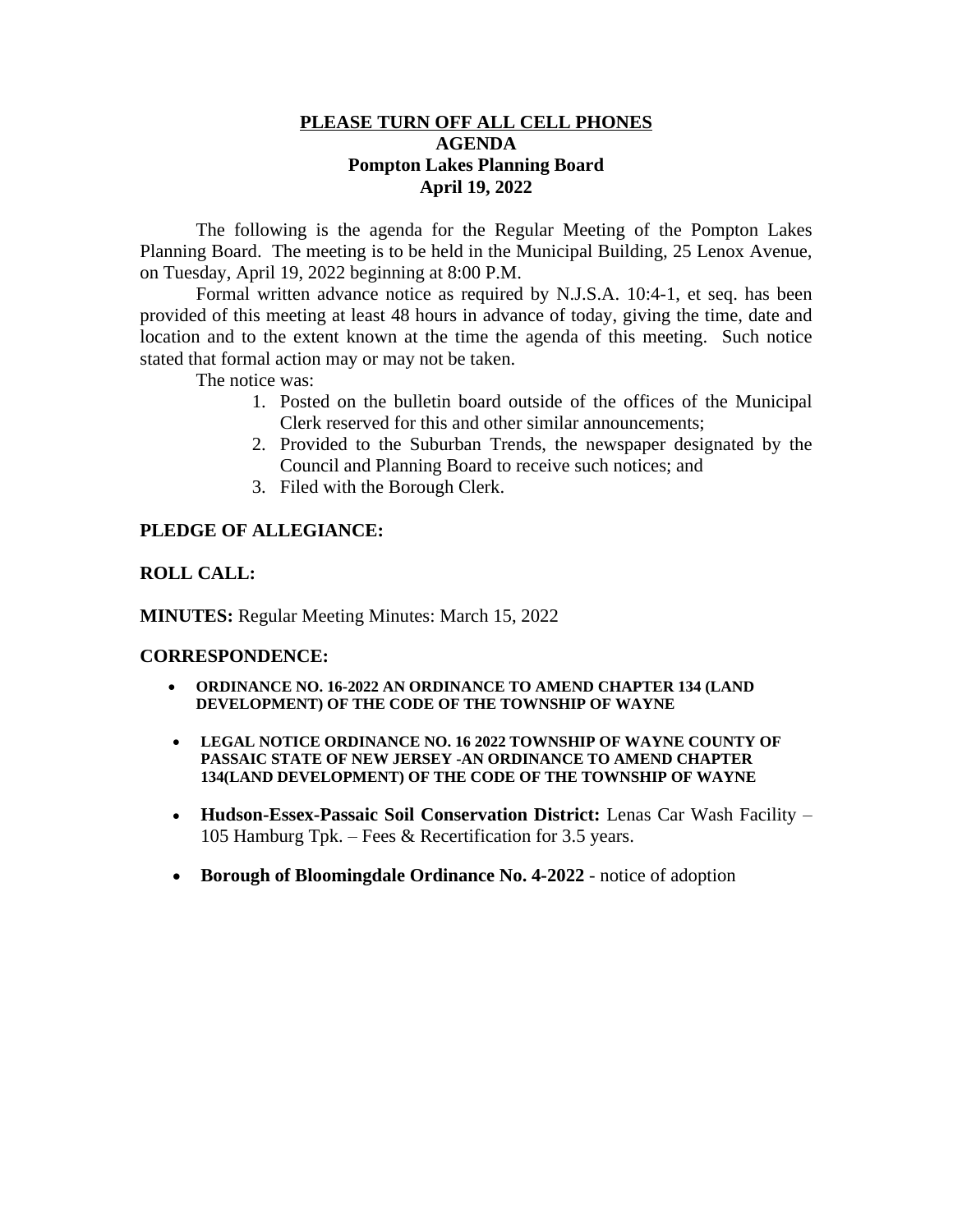**PLEASE TURN OFF ALL CELL PHONES**

**AGENDA**

**Pompton Lakes Planning Board**

**April 19, 2022**

The following is the agenda for the Regular Meeting of the Pompton Lakes Planning Board. The meeting is to be held in the Municipal Building, 25 Lenox Avenue, on Tuesday, April 19, 2022 beginning at 8:00 P.M.

Formal written advance notice as required by N.J.S.A. 10:4-1, et seq. has been provided of this meeting at least 48 hours in advance of today, giving the time, date and location and to the extent known at the time the agenda of this meeting. Such notice stated that formal action may or may not be taken.

The notice was:

1. Posted on the bulletin board outside of the offices of the Municipal Clerk reserved for this and other similar announcements;
2. Provided to the Suburban Trends, the newspaper designated by the Council and Planning Board to receive such notices; and
3. Filed with the Borough Clerk.

**PLEDGE OF ALLEGIANCE:**

**ROLL CALL:**

**MINUTES:** Regular Meeting Minutes: March 15, 2022

**CORRESPONDENCE:**

- **ORDINANCE NO. 16-2022 AN ORDINANCE TO AMEND CHAPTER 134 (LAND DEVELOPMENT) OF THE CODE OF THE TOWNSHIP OF WAYNE**
- **LEGAL NOTICE ORDINANCE NO. 16 2022 TOWNSHIP OF WAYNE COUNTY OF PASSAIC STATE OF NEW JERSEY -AN ORDINANCE TO AMEND CHAPTER 134(LAND DEVELOPMENT) OF THE CODE OF THE TOWNSHIP OF WAYNE**
- **Hudson-Essex-Passaic Soil Conservation District:** Lenas Car Wash Facility – 105 Hamburg Tpk. – Fees & Recertification for 3.5 years.
- **Borough of Bloomingdale Ordinance No. 4-2022** - notice of adoption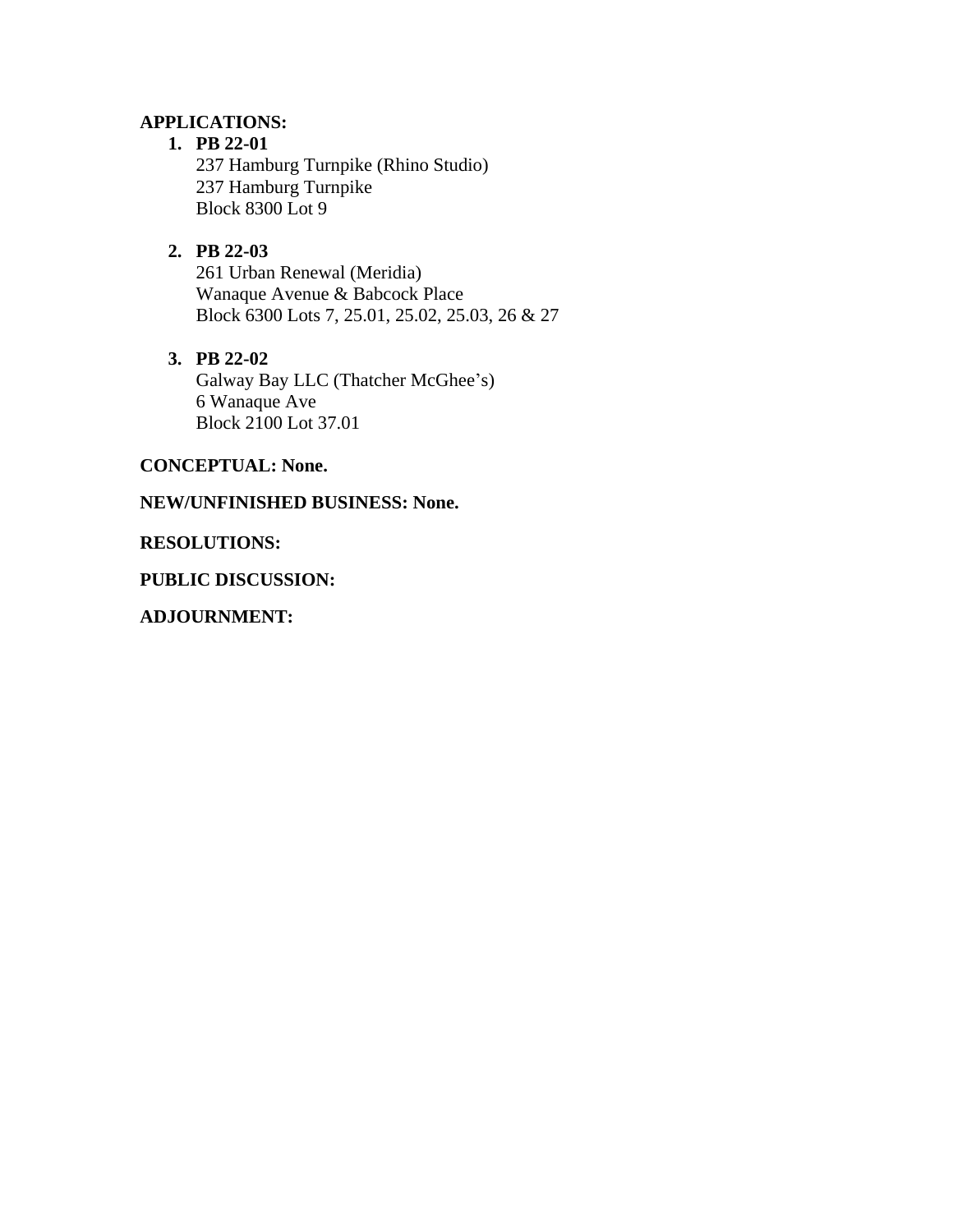**APPLICATIONS:**

1. **PB 22-01**
   237 Hamburg Turnpike (Rhino Studio)
   237 Hamburg Turnpike
   Block 8300 Lot 9

2. **PB 22-03**
   261 Urban Renewal (Meridia)
   Wanaque Avenue & Babcock Place
   Block 6300 Lots 7, 25.01, 25.02, 25.03, 26 & 27

3. **PB 22-02**
   Galway Bay LLC (Thatcher McGhee's)
   6 Wanaque Ave
   Block 2100 Lot 37.01

**CONCEPTUAL: None.**

**NEW/UNFINISHED BUSINESS: None.**

**RESOLUTIONS:**

**PUBLIC DISCUSSION:**

**ADJOURNMENT:**